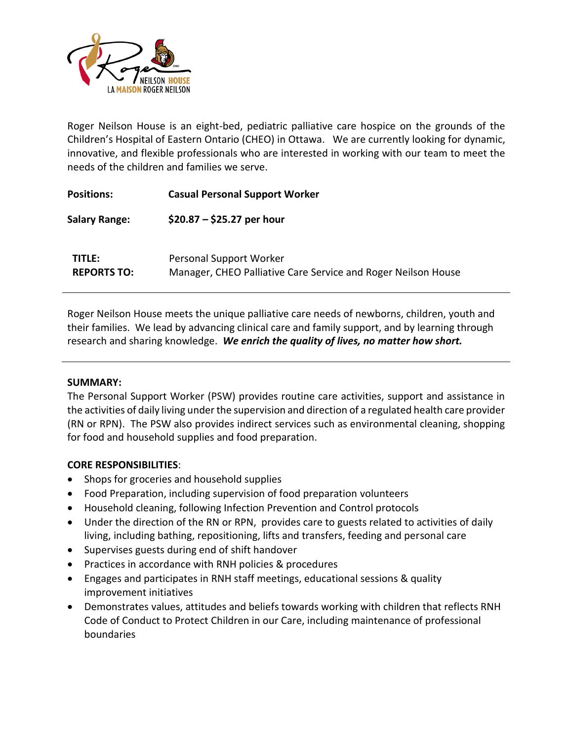Roger Neilson House is an eight-bed, pediatric palliative care hospice on the grounds of the Children's Hospital of Eastern Ontario (CHEO) in Ottawa. We are currently looking for dynamic, innovative, and flexible professionals who are interested in working with our team to meet the needs of the children and families we serve.

**Positions:** **Casual Personal Support Worker**

**Salary Range:** **$20.87 – $25.27 per hour**

**TITLE:** Personal Support Worker
**REPORTS TO:** Manager, CHEO Palliative Care Service and Roger Neilson House

---

Roger Neilson House meets the unique palliative care needs of newborns, children, youth and their families. We lead by advancing clinical care and family support, and by learning through research and sharing knowledge. ***We enrich the quality of lives, no matter how short.***

---

**SUMMARY:**
The Personal Support Worker (PSW) provides routine care activities, support and assistance in the activities of daily living under the supervision and direction of a regulated health care provider (RN or RPN). The PSW also provides indirect services such as environmental cleaning, shopping for food and household supplies and food preparation.

**CORE RESPONSIBILITIES**:

- Shops for groceries and household supplies
- Food Preparation, including supervision of food preparation volunteers
- Household cleaning, following Infection Prevention and Control protocols
- Under the direction of the RN or RPN, provides care to guests related to activities of daily living, including bathing, repositioning, lifts and transfers, feeding and personal care
- Supervises guests during end of shift handover
- Practices in accordance with RNH policies & procedures
- Engages and participates in RNH staff meetings, educational sessions & quality improvement initiatives
- Demonstrates values, attitudes and beliefs towards working with children that reflects RNH Code of Conduct to Protect Children in our Care, including maintenance of professional boundaries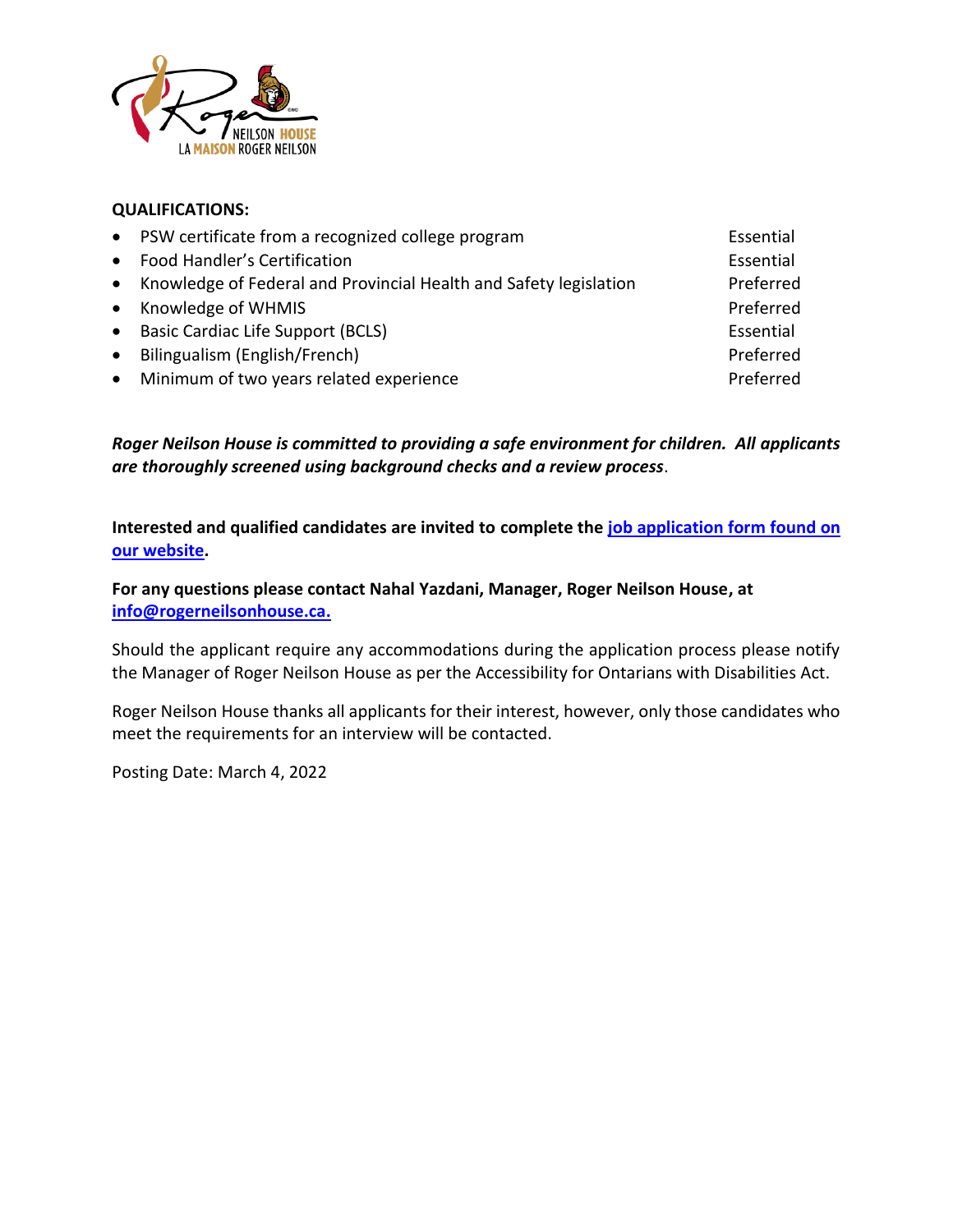**QUALIFICATIONS:**

| | |
|---|---|
| PSW certificate from a recognized college program | Essential |
| Food Handler's Certification | Essential |
| Knowledge of Federal and Provincial Health and Safety legislation | Preferred |
| Knowledge of WHMIS | Preferred |
| Basic Cardiac Life Support (BCLS) | Essential |
| Bilingualism (English/French) | Preferred |
| Minimum of two years related experience | Preferred |

***Roger Neilson House is committed to providing a safe environment for children. All applicants are thoroughly screened using background checks and a review process*.**

**Interested and qualified candidates are invited to complete the [job application form found on our website](#).**

**For any questions please contact Nahal Yazdani, Manager, Roger Neilson House, at [info@rogerneilsonhouse.ca.](mailto:info@rogerneilsonhouse.ca)**

Should the applicant require any accommodations during the application process please notify the Manager of Roger Neilson House as per the Accessibility for Ontarians with Disabilities Act.

Roger Neilson House thanks all applicants for their interest, however, only those candidates who meet the requirements for an interview will be contacted.

Posting Date: March 4, 2022